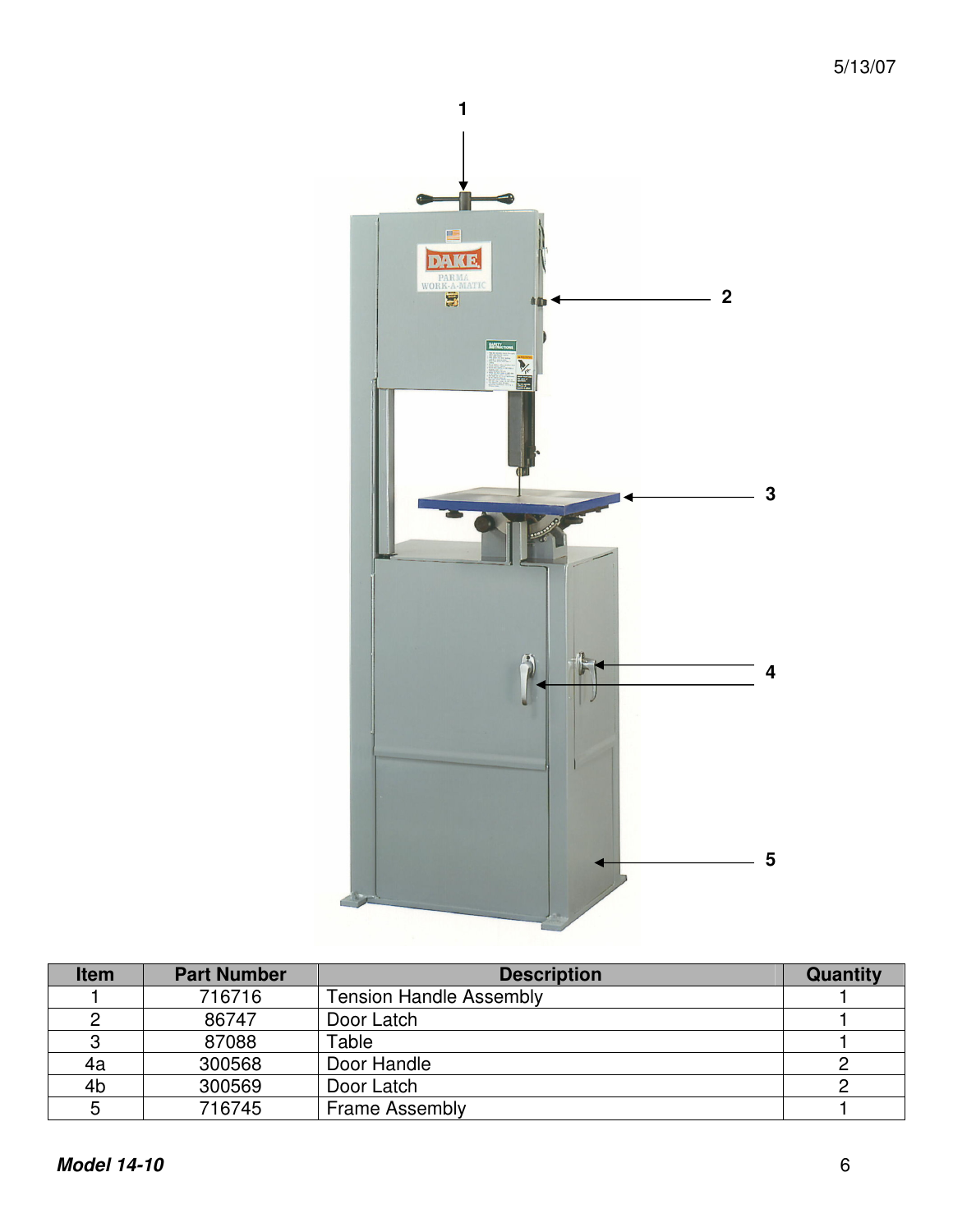5/13/07

| Item | Part Number | Description | Quantity |
|---|---|---|---|
| 1 | 716716 | Tension Handle Assembly | 1 |
| 2 | 86747 | Door Latch | 1 |
| 3 | 87088 | Table | 1 |
| 4a | 300568 | Door Handle | 2 |
| 4b | 300569 | Door Latch | 2 |
| 5 | 716745 | Frame Assembly | 1 |

***Model 14-10***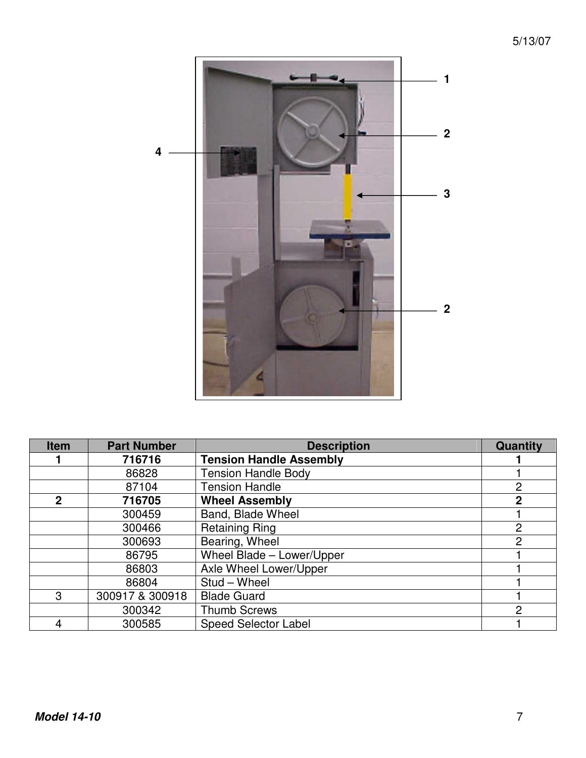| Item | Part Number | Description | Quantity |
|---|---|---|---|
| **1** | **716716** | **Tension Handle Assembly** | **1** |
| | 86828 | Tension Handle Body | 1 |
| | 87104 | Tension Handle | 2 |
| **2** | **716705** | **Wheel Assembly** | **2** |
| | 300459 | Band, Blade Wheel | 1 |
| | 300466 | Retaining Ring | 2 |
| | 300693 | Bearing, Wheel | 2 |
| | 86795 | Wheel Blade – Lower/Upper | 1 |
| | 86803 | Axle Wheel Lower/Upper | 1 |
| | 86804 | Stud – Wheel | 1 |
| 3 | 300917 & 300918 | Blade Guard | 1 |
| | 300342 | Thumb Screws | 2 |
| 4 | 300585 | Speed Selector Label | 1 |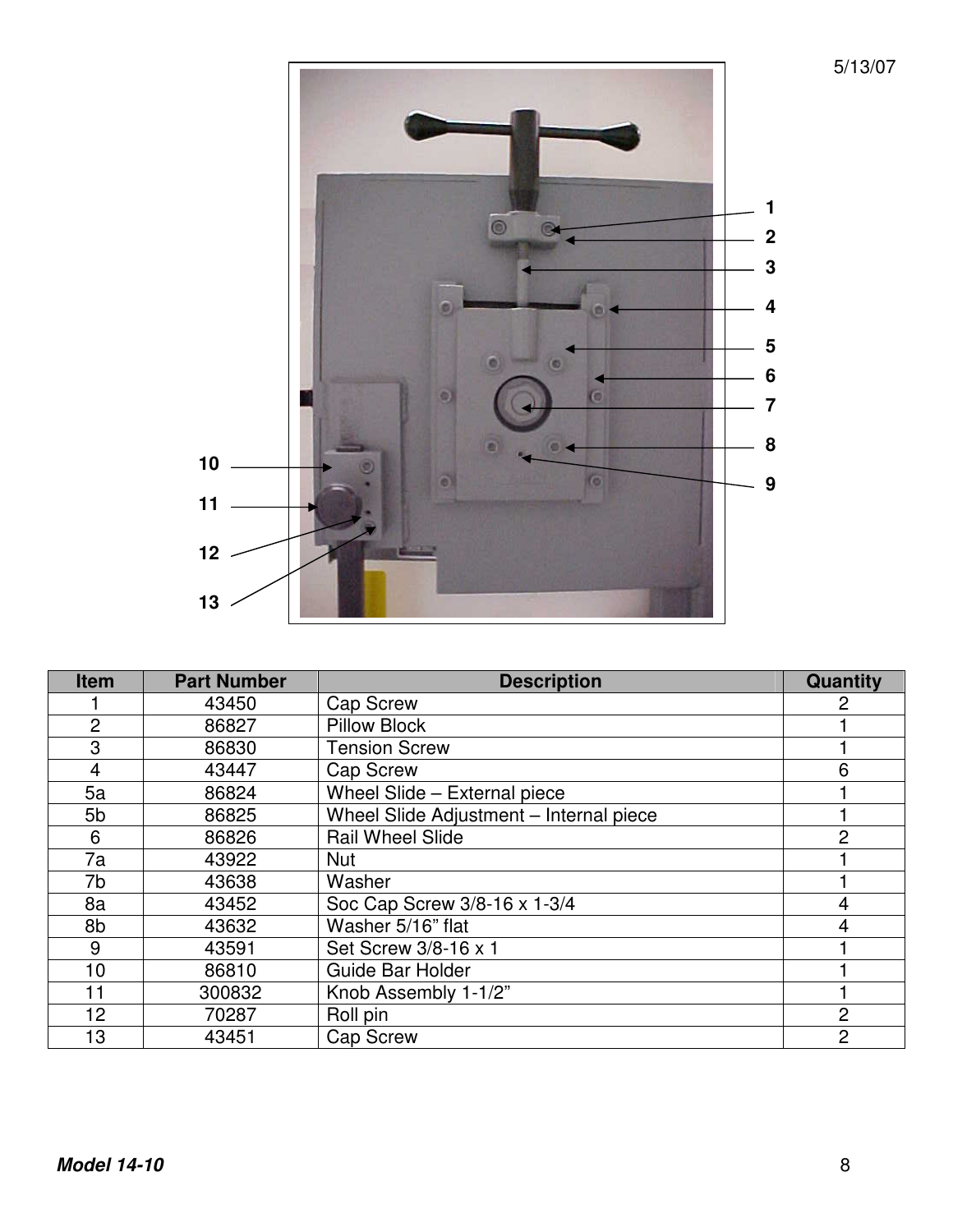| Item | Part Number | Description | Quantity |
|---|---|---|---|
| 1 | 43450 | Cap Screw | 2 |
| 2 | 86827 | Pillow Block | 1 |
| 3 | 86830 | Tension Screw | 1 |
| 4 | 43447 | Cap Screw | 6 |
| 5a | 86824 | Wheel Slide – External piece | 1 |
| 5b | 86825 | Wheel Slide Adjustment – Internal piece | 1 |
| 6 | 86826 | Rail Wheel Slide | 2 |
| 7a | 43922 | Nut | 1 |
| 7b | 43638 | Washer | 1 |
| 8a | 43452 | Soc Cap Screw 3/8-16 x 1-3/4 | 4 |
| 8b | 43632 | Washer 5/16" flat | 4 |
| 9 | 43591 | Set Screw 3/8-16 x 1 | 1 |
| 10 | 86810 | Guide Bar Holder | 1 |
| 11 | 300832 | Knob Assembly 1-1/2" | 1 |
| 12 | 70287 | Roll pin | 2 |
| 13 | 43451 | Cap Screw | 2 |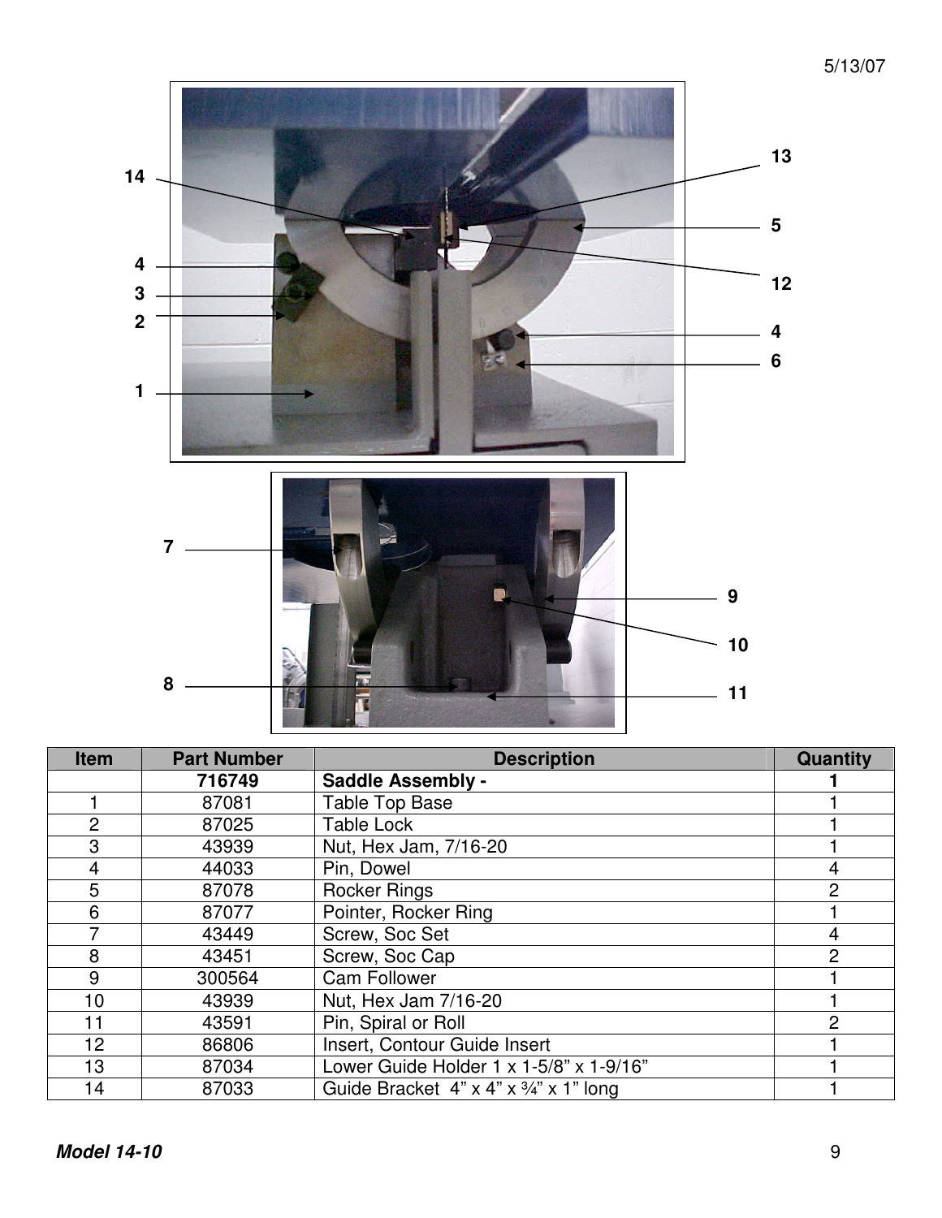| Item | Part Number | Description | Quantity |
|---|---|---|---|
| | **716749** | **Saddle Assembly -** | **1** |
| 1 | 87081 | Table Top Base | 1 |
| 2 | 87025 | Table Lock | 1 |
| 3 | 43939 | Nut, Hex Jam, 7/16-20 | 1 |
| 4 | 44033 | Pin, Dowel | 4 |
| 5 | 87078 | Rocker Rings | 2 |
| 6 | 87077 | Pointer, Rocker Ring | 1 |
| 7 | 43449 | Screw, Soc Set | 4 |
| 8 | 43451 | Screw, Soc Cap | 2 |
| 9 | 300564 | Cam Follower | 1 |
| 10 | 43939 | Nut, Hex Jam 7/16-20 | 1 |
| 11 | 43591 | Pin, Spiral or Roll | 2 |
| 12 | 86806 | Insert, Contour Guide Insert | 1 |
| 13 | 87034 | Lower Guide Holder 1 x 1-5/8" x 1-9/16" | 1 |
| 14 | 87033 | Guide Bracket 4" x 4" x ¾" x 1" long | 1 |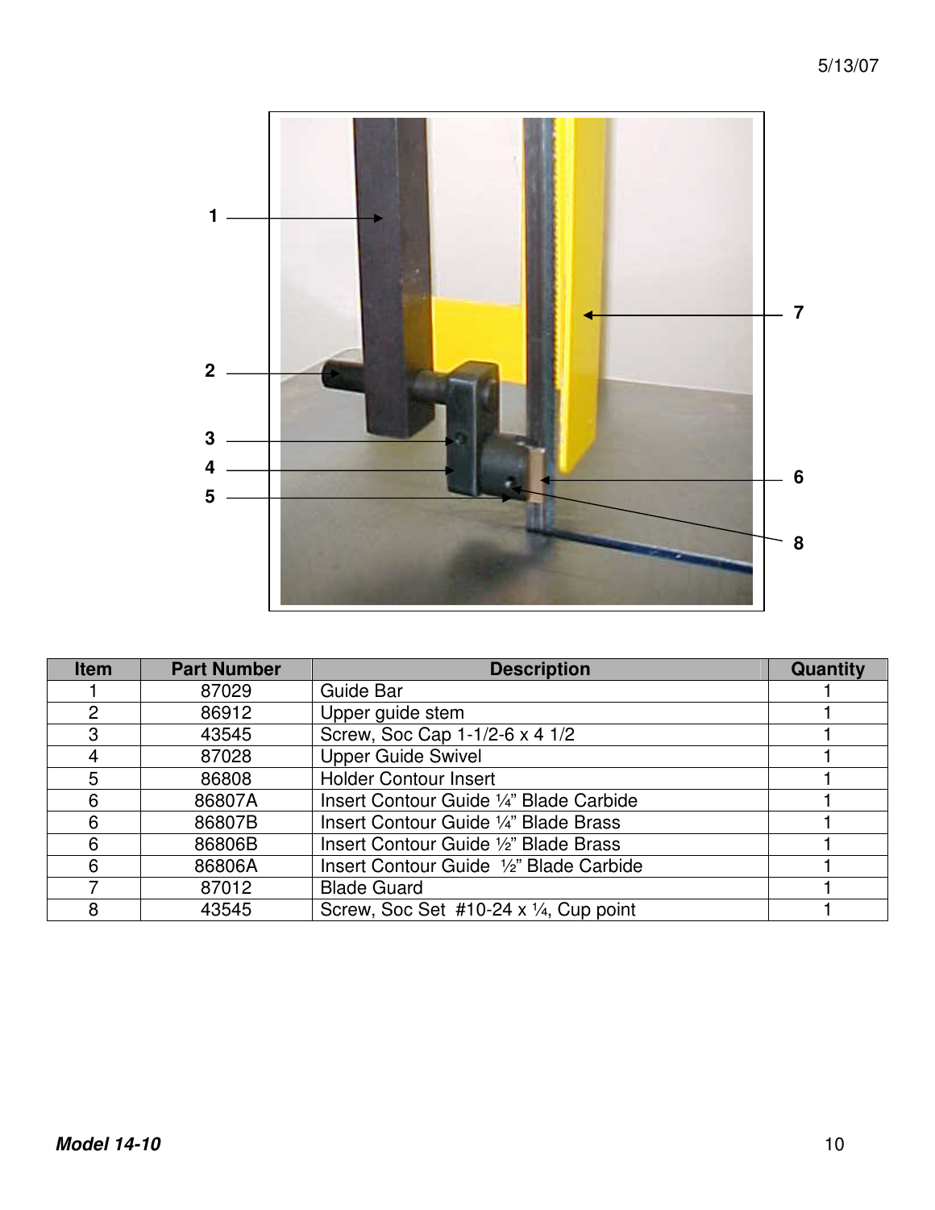| Item | Part Number | Description | Quantity |
| --- | --- | --- | --- |
| 1 | 87029 | Guide Bar | 1 |
| 2 | 86912 | Upper guide stem | 1 |
| 3 | 43545 | Screw, Soc Cap 1-1/2-6 x 4 1/2 | 1 |
| 4 | 87028 | Upper Guide Swivel | 1 |
| 5 | 86808 | Holder Contour Insert | 1 |
| 6 | 86807A | Insert Contour Guide ¼” Blade Carbide | 1 |
| 6 | 86807B | Insert Contour Guide ¼” Blade Brass | 1 |
| 6 | 86806B | Insert Contour Guide ½” Blade Brass | 1 |
| 6 | 86806A | Insert Contour Guide ½” Blade Carbide | 1 |
| 7 | 87012 | Blade Guard | 1 |
| 8 | 43545 | Screw, Soc Set #10-24 x ¼, Cup point | 1 |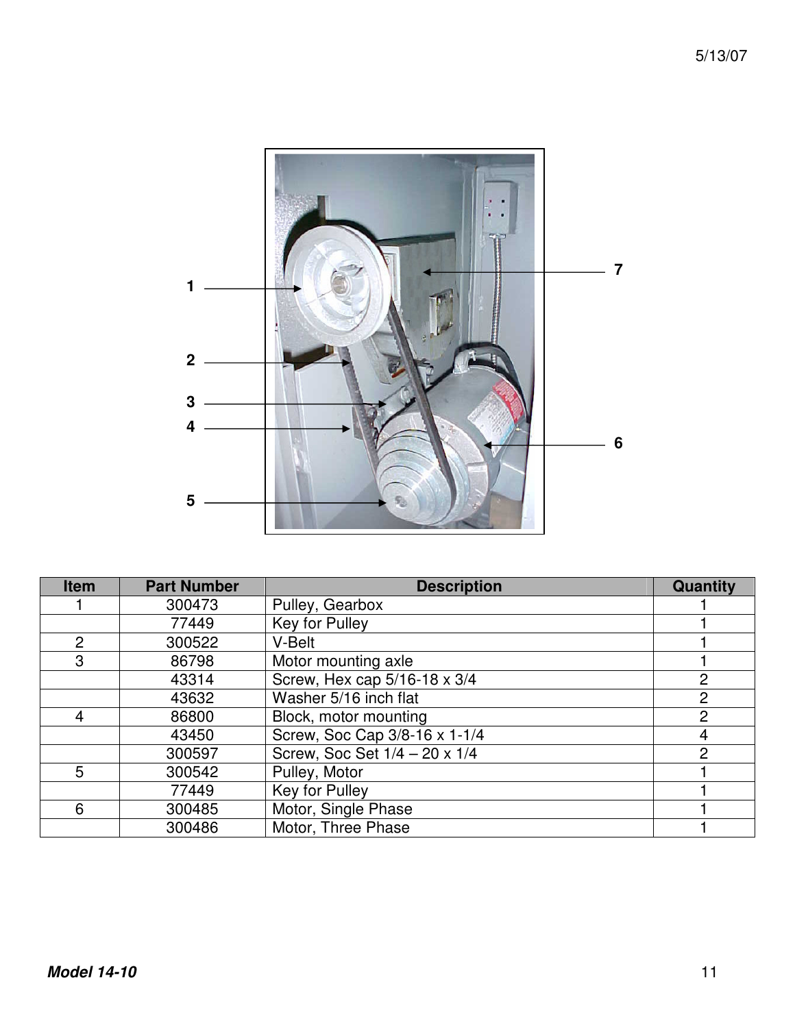| Item | Part Number | Description | Quantity |
|---|---|---|---|
| 1 | 300473 | Pulley, Gearbox | 1 |
| | 77449 | Key for Pulley | 1 |
| 2 | 300522 | V-Belt | 1 |
| 3 | 86798 | Motor mounting axle | 1 |
| | 43314 | Screw, Hex cap 5/16-18 x 3/4 | 2 |
| | 43632 | Washer 5/16 inch flat | 2 |
| 4 | 86800 | Block, motor mounting | 2 |
| | 43450 | Screw, Soc Cap 3/8-16 x 1-1/4 | 4 |
| | 300597 | Screw, Soc Set 1/4 – 20 x 1/4 | 2 |
| 5 | 300542 | Pulley, Motor | 1 |
| | 77449 | Key for Pulley | 1 |
| 6 | 300485 | Motor, Single Phase | 1 |
| | 300486 | Motor, Three Phase | 1 |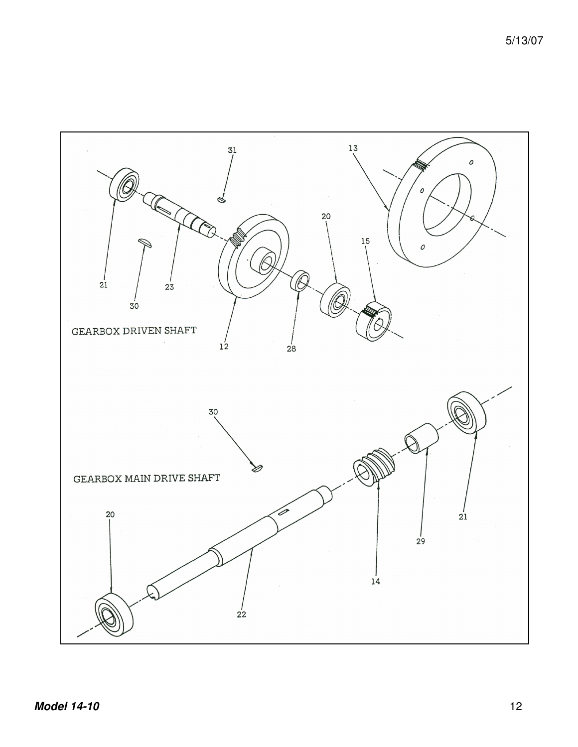GEARBOX DRIVEN SHAFT

31 13 20 15 21 23 30 12 28

GEARBOX MAIN DRIVE SHAFT

30 20 21 29 14 22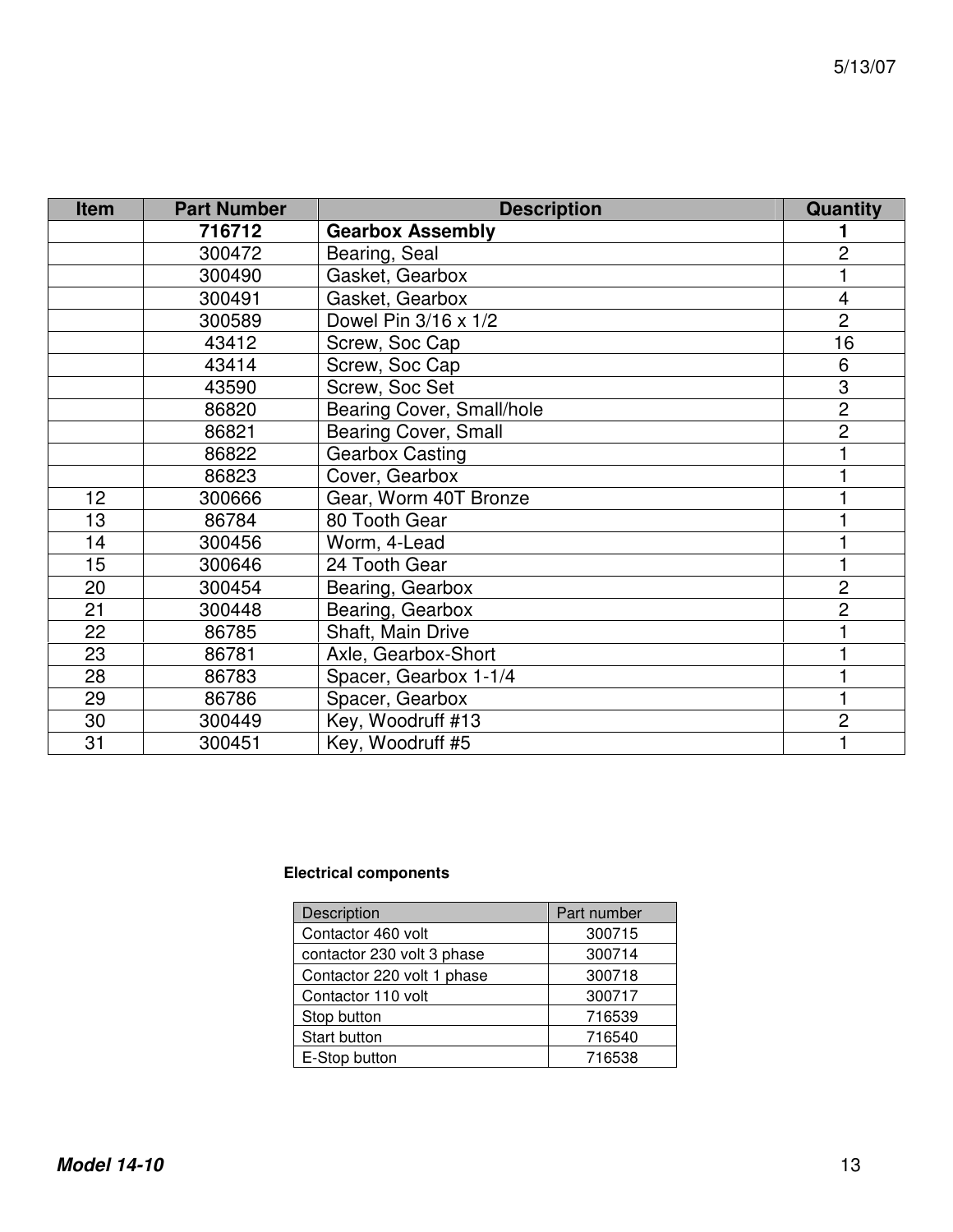| Item | Part Number | Description | Quantity |
|---|---|---|---|
| | **716712** | **Gearbox Assembly** | **1** |
| | 300472 | Bearing, Seal | 2 |
| | 300490 | Gasket, Gearbox | 1 |
| | 300491 | Gasket, Gearbox | 4 |
| | 300589 | Dowel Pin 3/16 x 1/2 | 2 |
| | 43412 | Screw, Soc Cap | 16 |
| | 43414 | Screw, Soc Cap | 6 |
| | 43590 | Screw, Soc Set | 3 |
| | 86820 | Bearing Cover, Small/hole | 2 |
| | 86821 | Bearing Cover, Small | 2 |
| | 86822 | Gearbox Casting | 1 |
| | 86823 | Cover, Gearbox | 1 |
| 12 | 300666 | Gear, Worm 40T Bronze | 1 |
| 13 | 86784 | 80 Tooth Gear | 1 |
| 14 | 300456 | Worm, 4-Lead | 1 |
| 15 | 300646 | 24 Tooth Gear | 1 |
| 20 | 300454 | Bearing, Gearbox | 2 |
| 21 | 300448 | Bearing, Gearbox | 2 |
| 22 | 86785 | Shaft, Main Drive | 1 |
| 23 | 86781 | Axle, Gearbox-Short | 1 |
| 28 | 86783 | Spacer, Gearbox 1-1/4 | 1 |
| 29 | 86786 | Spacer, Gearbox | 1 |
| 30 | 300449 | Key, Woodruff #13 | 2 |
| 31 | 300451 | Key, Woodruff #5 | 1 |

**Electrical components**

| Description | Part number |
|---|---|
| Contactor 460 volt | 300715 |
| contactor 230 volt 3 phase | 300714 |
| Contactor 220 volt 1 phase | 300718 |
| Contactor 110 volt | 300717 |
| Stop button | 716539 |
| Start button | 716540 |
| E-Stop button | 716538 |